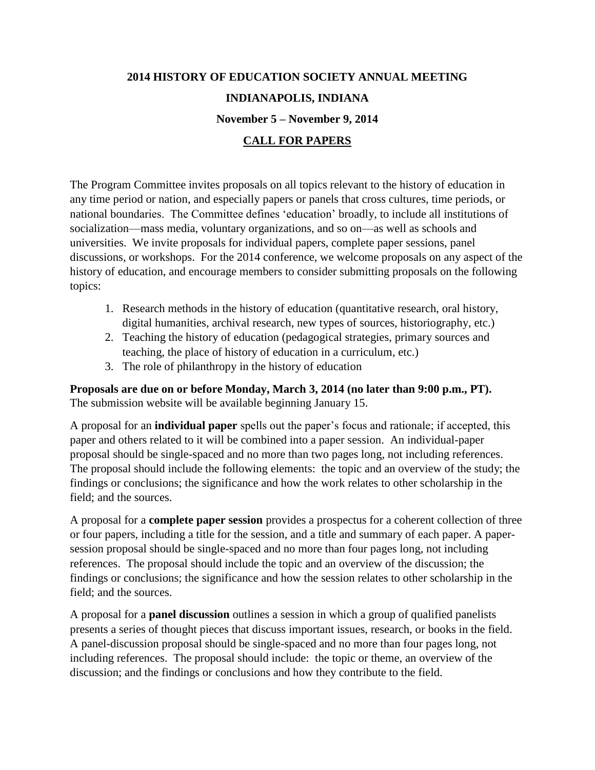# 2014 HISTORY OF EDUCATION SOCIETY ANNUAL MEETING

## INDIANAPOLIS, INDIANA

### November 5 – November 9, 2014

### CALL FOR PAPERS

The Program Committee invites proposals on all topics relevant to the history of education in any time period or nation, and especially papers or panels that cross cultures, time periods, or national boundaries. The Committee defines 'education' broadly, to include all institutions of socialization—mass media, voluntary organizations, and so on—as well as schools and universities. We invite proposals for individual papers, complete paper sessions, panel discussions, or workshops. For the 2014 conference, we welcome proposals on any aspect of the history of education, and encourage members to consider submitting proposals on the following topics:

1. Research methods in the history of education (quantitative research, oral history, digital humanities, archival research, new types of sources, historiography, etc.)
2. Teaching the history of education (pedagogical strategies, primary sources and teaching, the place of history of education in a curriculum, etc.)
3. The role of philanthropy in the history of education

**Proposals are due on or before Monday, March 3, 2014 (no later than 9:00 p.m., PT).** The submission website will be available beginning January 15.

A proposal for an **individual paper** spells out the paper's focus and rationale; if accepted, this paper and others related to it will be combined into a paper session. An individual-paper proposal should be single-spaced and no more than two pages long, not including references. The proposal should include the following elements: the topic and an overview of the study; the findings or conclusions; the significance and how the work relates to other scholarship in the field; and the sources.

A proposal for a **complete paper session** provides a prospectus for a coherent collection of three or four papers, including a title for the session, and a title and summary of each paper. A paper-session proposal should be single-spaced and no more than four pages long, not including references. The proposal should include the topic and an overview of the discussion; the findings or conclusions; the significance and how the session relates to other scholarship in the field; and the sources.

A proposal for a **panel discussion** outlines a session in which a group of qualified panelists presents a series of thought pieces that discuss important issues, research, or books in the field. A panel-discussion proposal should be single-spaced and no more than four pages long, not including references. The proposal should include: the topic or theme, an overview of the discussion; and the findings or conclusions and how they contribute to the field.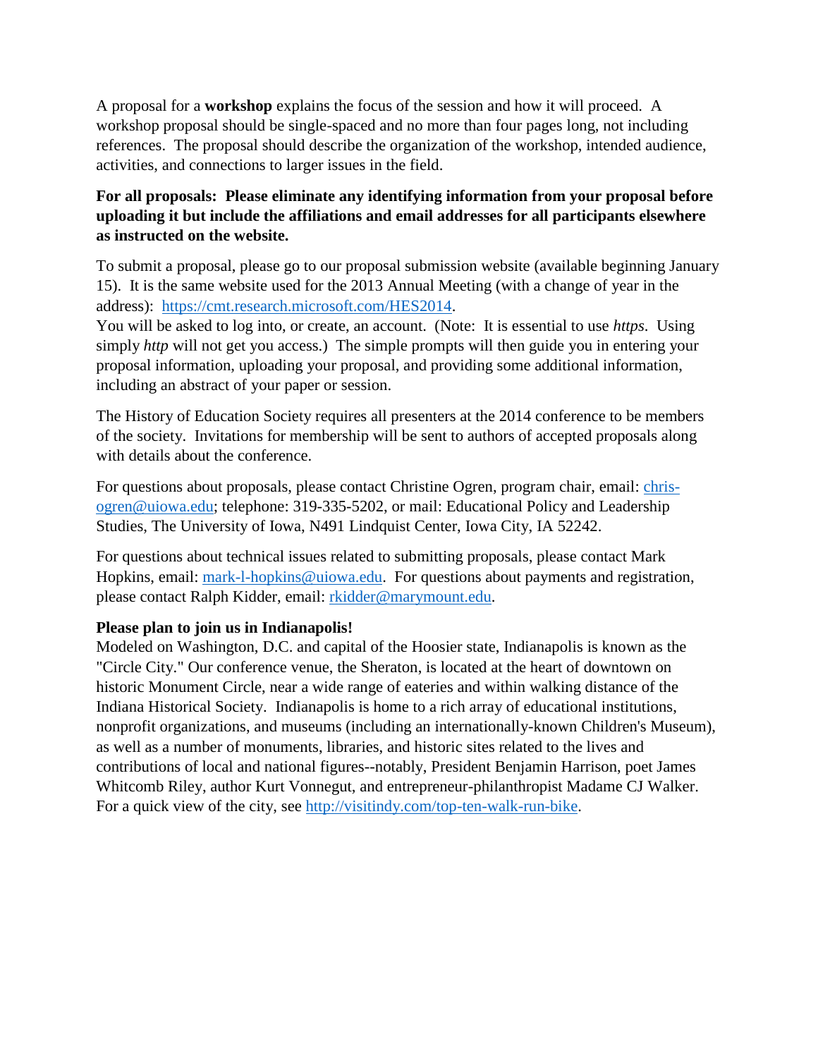A proposal for a **workshop** explains the focus of the session and how it will proceed. A workshop proposal should be single-spaced and no more than four pages long, not including references. The proposal should describe the organization of the workshop, intended audience, activities, and connections to larger issues in the field.

**For all proposals: Please eliminate any identifying information from your proposal before uploading it but include the affiliations and email addresses for all participants elsewhere as instructed on the website.**

To submit a proposal, please go to our proposal submission website (available beginning January 15). It is the same website used for the 2013 Annual Meeting (with a change of year in the address): https://cmt.research.microsoft.com/HES2014.
You will be asked to log into, or create, an account. (Note: It is essential to use *https*. Using simply *http* will not get you access.) The simple prompts will then guide you in entering your proposal information, uploading your proposal, and providing some additional information, including an abstract of your paper or session.

The History of Education Society requires all presenters at the 2014 conference to be members of the society. Invitations for membership will be sent to authors of accepted proposals along with details about the conference.

For questions about proposals, please contact Christine Ogren, program chair, email: chris-ogren@uiowa.edu; telephone: 319-335-5202, or mail: Educational Policy and Leadership Studies, The University of Iowa, N491 Lindquist Center, Iowa City, IA 52242.

For questions about technical issues related to submitting proposals, please contact Mark Hopkins, email: mark-l-hopkins@uiowa.edu. For questions about payments and registration, please contact Ralph Kidder, email: rkidder@marymount.edu.

**Please plan to join us in Indianapolis!**
Modeled on Washington, D.C. and capital of the Hoosier state, Indianapolis is known as the "Circle City." Our conference venue, the Sheraton, is located at the heart of downtown on historic Monument Circle, near a wide range of eateries and within walking distance of the Indiana Historical Society. Indianapolis is home to a rich array of educational institutions, nonprofit organizations, and museums (including an internationally-known Children's Museum), as well as a number of monuments, libraries, and historic sites related to the lives and contributions of local and national figures--notably, President Benjamin Harrison, poet James Whitcomb Riley, author Kurt Vonnegut, and entrepreneur-philanthropist Madame CJ Walker. For a quick view of the city, see http://visitindy.com/top-ten-walk-run-bike.